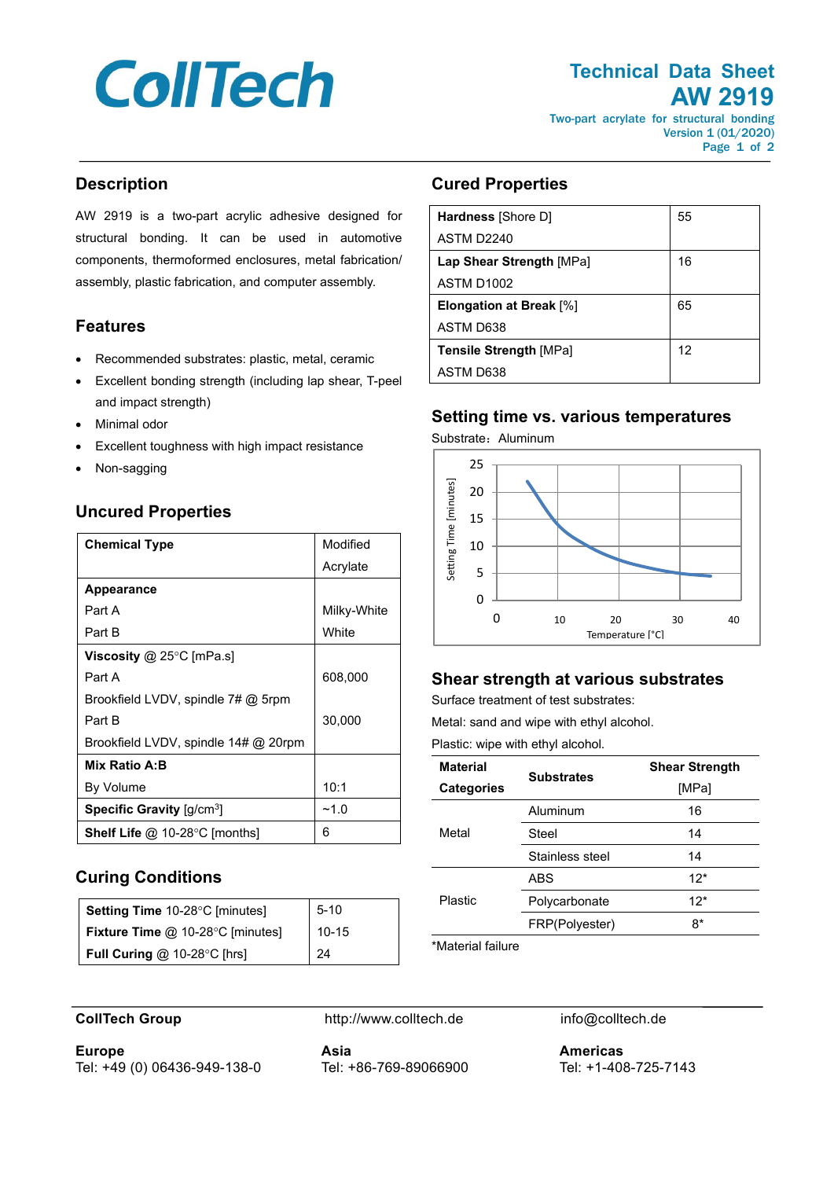# CollTech

## Technical Data Sheet
## AW 2919

Two-part acrylate for structural bonding
Version 1 (01/2020)

## Description

AW 2919 is a two-part acrylic adhesive designed for structural bonding. It can be used in automotive components, thermoformed enclosures, metal fabrication/ assembly, plastic fabrication, and computer assembly.

## Features

- Recommended substrates: plastic, metal, ceramic
- Excellent bonding strength (including lap shear, T-peel and impact strength)
- Minimal odor
- Excellent toughness with high impact resistance
- Non-sagging

## Uncured Properties

| Property | Value |
|---|---|
| **Chemical Type** | Modified Acrylate |
| **Appearance** | |
| Part A | Milky-White |
| Part B | White |
| **Viscosity** @ 25°C [mPa.s] | |
| Part A<br>Brookfield LVDV, spindle 7# @ 5rpm | 608,000 |
| Part B<br>Brookfield LVDV, spindle 14# @ 20rpm | 30,000 |
| **Mix Ratio A:B**<br>By Volume | 10:1 |
| **Specific Gravity** [g/cm$^3$] | ~1.0 |
| **Shelf Life** @ 10-28°C [months] | 6 |

## Curing Conditions

| Condition | Value |
|---|---|
| **Setting Time** 10-28°C [minutes] | 5-10 |
| **Fixture Time** @ 10-28°C [minutes] | 10-15 |
| **Full Curing** @ 10-28°C [hrs] | 24 |

## Cured Properties

| Property | Value |
|---|---|
| **Hardness** [Shore D]<br>ASTM D2240 | 55 |
| **Lap Shear Strength** [MPa]<br>ASTM D1002 | 16 |
| **Elongation at Break** [%]<br>ASTM D638 | 65 |
| **Tensile Strength** [MPa]<br>ASTM D638 | 12 |

## Setting time vs. various temperatures

Substrate：Aluminum

Setting Time [minutes] vs. Temperature [°C]

## Shear strength at various substrates

Surface treatment of test substrates:

Metal: sand and wipe with ethyl alcohol.

Plastic: wipe with ethyl alcohol.

| Material Categories | Substrates | Shear Strength [MPa] |
|---|---|---|
| Metal | Aluminum | 16 |
| | Steel | 14 |
| | Stainless steel | 14 |
| Plastic | ABS | 12* |
| | Polycarbonate | 12* |
| | FRP(Polyester) | 8* |

*Material failure

**CollTech Group** http://www.colltech.de info@colltech.de

**Europe**
Tel: +49 (0) 06436-949-138-0

**Asia**
Tel: +86-769-89066900

**Americas**
Tel: +1-408-725-7143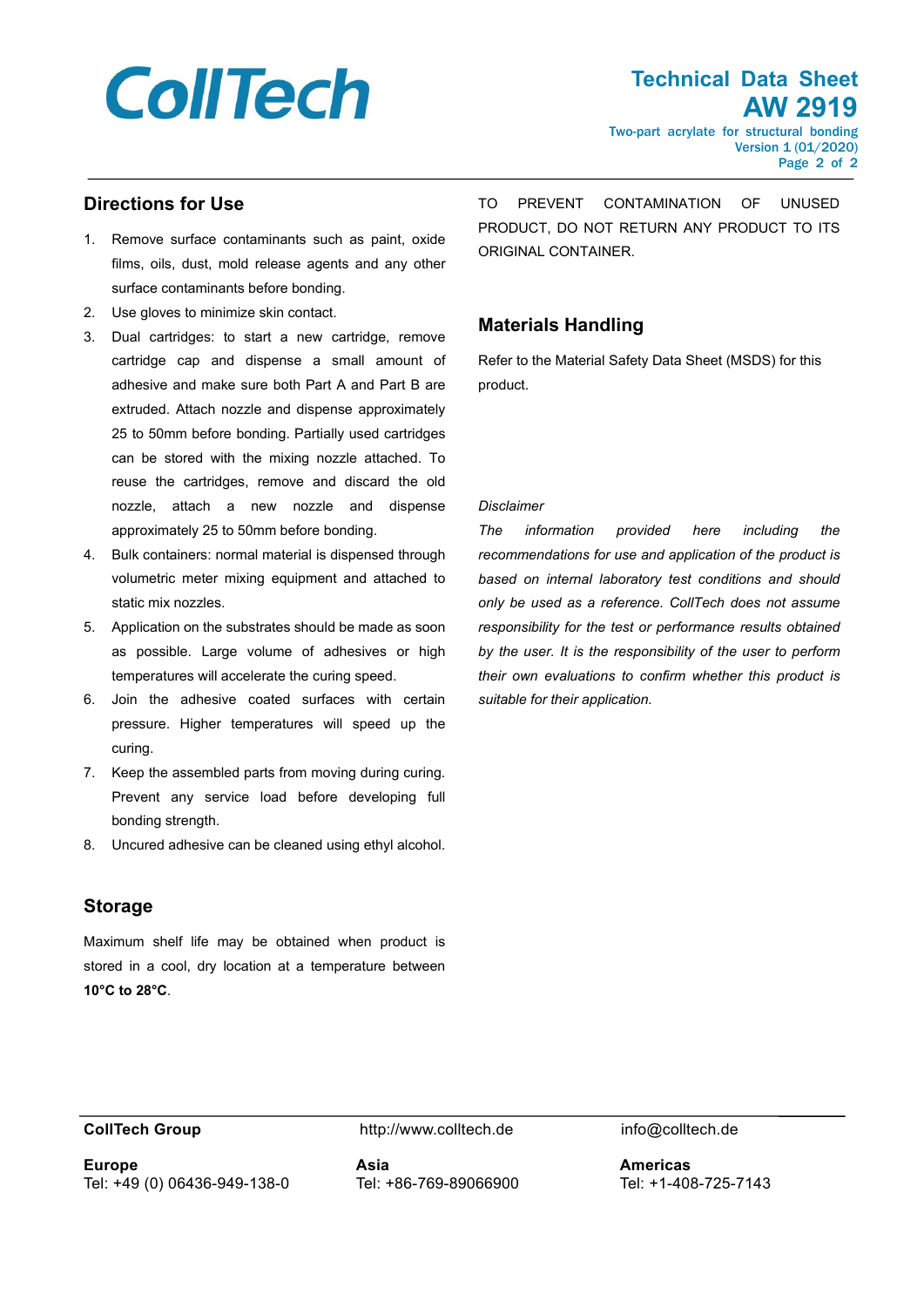## Directions for Use

1. Remove surface contaminants such as paint, oxide films, oils, dust, mold release agents and any other surface contaminants before bonding.
2. Use gloves to minimize skin contact.
3. Dual cartridges: to start a new cartridge, remove cartridge cap and dispense a small amount of adhesive and make sure both Part A and Part B are extruded. Attach nozzle and dispense approximately 25 to 50mm before bonding. Partially used cartridges can be stored with the mixing nozzle attached. To reuse the cartridges, remove and discard the old nozzle, attach a new nozzle and dispense approximately 25 to 50mm before bonding.
4. Bulk containers: normal material is dispensed through volumetric meter mixing equipment and attached to static mix nozzles.
5. Application on the substrates should be made as soon as possible. Large volume of adhesives or high temperatures will accelerate the curing speed.
6. Join the adhesive coated surfaces with certain pressure. Higher temperatures will speed up the curing.
7. Keep the assembled parts from moving during curing. Prevent any service load before developing full bonding strength.
8. Uncured adhesive can be cleaned using ethyl alcohol.

## Storage

Maximum shelf life may be obtained when product is stored in a cool, dry location at a temperature between **10°C to 28°C**.

TO PREVENT CONTAMINATION OF UNUSED PRODUCT, DO NOT RETURN ANY PRODUCT TO ITS ORIGINAL CONTAINER.

## Materials Handling

Refer to the Material Safety Data Sheet (MSDS) for this product.

*Disclaimer*

*The information provided here including the recommendations for use and application of the product is based on internal laboratory test conditions and should only be used as a reference. CollTech does not assume responsibility for the test or performance results obtained by the user. It is the responsibility of the user to perform their own evaluations to confirm whether this product is suitable for their application.*

**CollTech Group** http://www.colltech.de info@colltech.de

**Europe**
Tel: +49 (0) 06436-949-138-0

**Asia**
Tel: +86-769-89066900

**Americas**
Tel: +1-408-725-7143